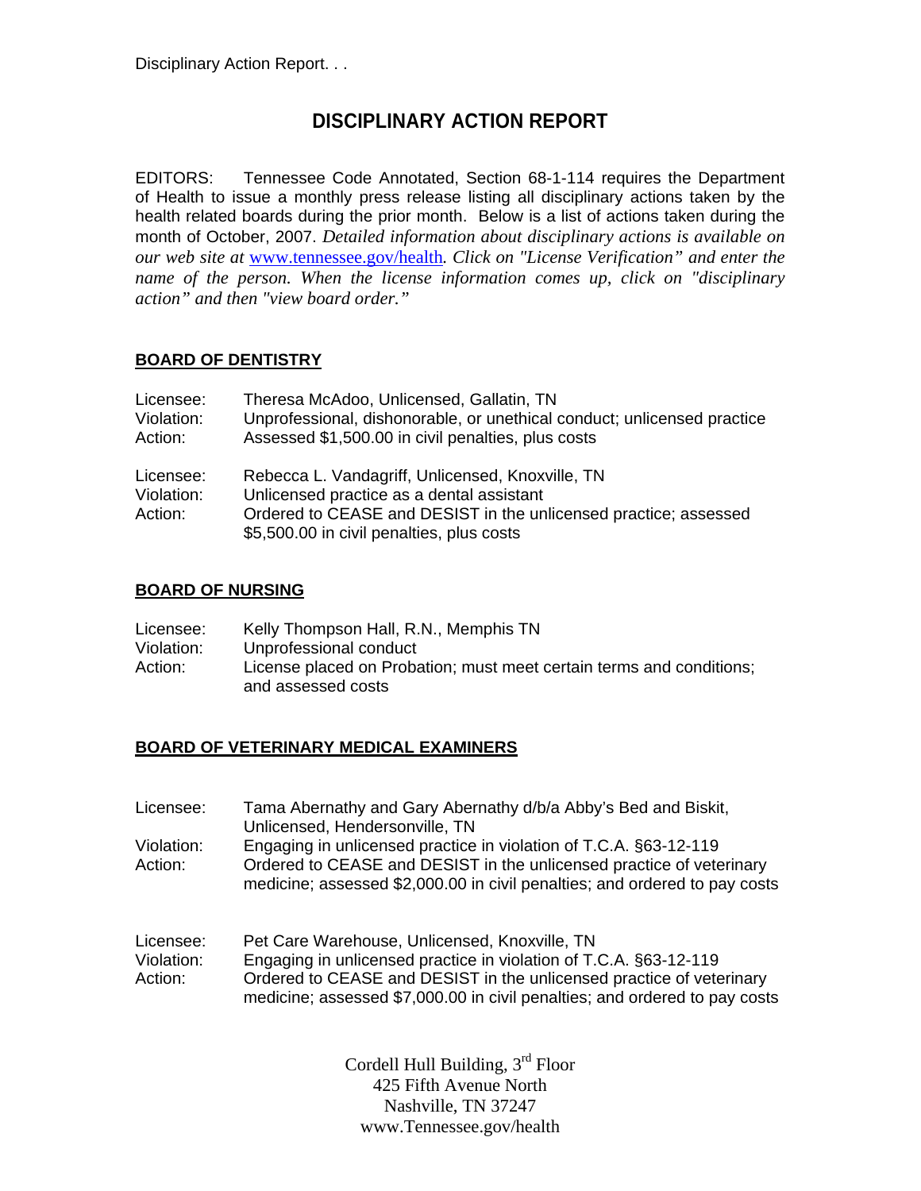# DISCIPLINARY ACTION REPORT

EDITORS: Tennessee Code Annotated, Section 68-1-114 requires the Department of Health to issue a monthly press release listing all disciplinary actions taken by the health related boards during the prior month. Below is a list of actions taken during the month of October, 2007. *Detailed information about disciplinary actions is available on our web site at* www.tennessee.gov/health*. Click on "License Verification" and enter the name of the person. When the license information comes up, click on "disciplinary action" and then "view board order."*

## BOARD OF DENTISTRY

Licensee: Theresa McAdoo, Unlicensed, Gallatin, TN
Violation: Unprofessional, dishonorable, or unethical conduct; unlicensed practice
Action: Assessed $1,500.00 in civil penalties, plus costs

Licensee: Rebecca L. Vandagriff, Unlicensed, Knoxville, TN
Violation: Unlicensed practice as a dental assistant
Action: Ordered to CEASE and DESIST in the unlicensed practice; assessed $5,500.00 in civil penalties, plus costs

## BOARD OF NURSING

Licensee: Kelly Thompson Hall, R.N., Memphis TN
Violation: Unprofessional conduct
Action: License placed on Probation; must meet certain terms and conditions; and assessed costs

## BOARD OF VETERINARY MEDICAL EXAMINERS

Licensee: Tama Abernathy and Gary Abernathy d/b/a Abby's Bed and Biskit, Unlicensed, Hendersonville, TN
Violation: Engaging in unlicensed practice in violation of T.C.A. §63-12-119
Action: Ordered to CEASE and DESIST in the unlicensed practice of veterinary medicine; assessed $2,000.00 in civil penalties; and ordered to pay costs

Licensee: Pet Care Warehouse, Unlicensed, Knoxville, TN
Violation: Engaging in unlicensed practice in violation of T.C.A. §63-12-119
Action: Ordered to CEASE and DESIST in the unlicensed practice of veterinary medicine; assessed $7,000.00 in civil penalties; and ordered to pay costs

Cordell Hull Building, 3rd Floor
425 Fifth Avenue North
Nashville, TN 37247
www.Tennessee.gov/health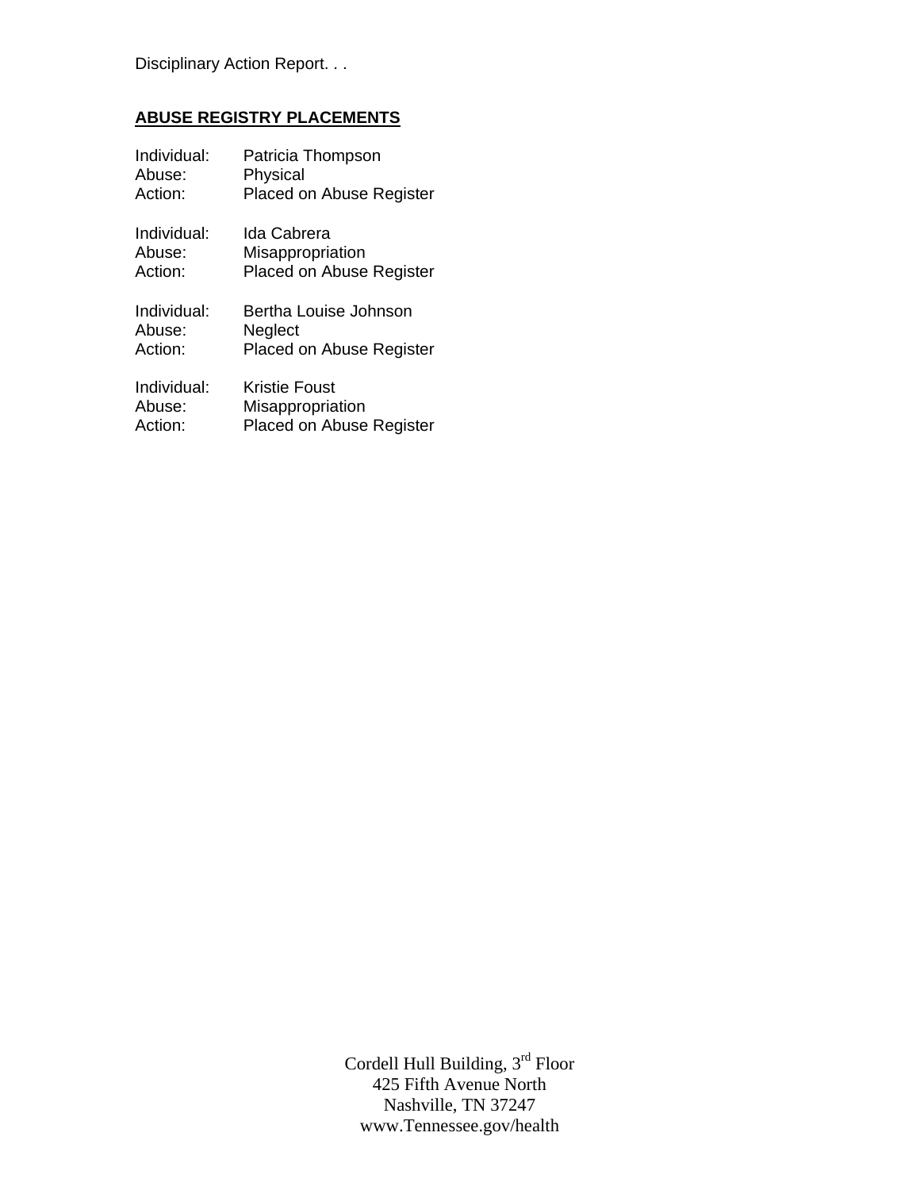## ABUSE REGISTRY PLACEMENTS

Individual: Patricia Thompson
Abuse: Physical
Action: Placed on Abuse Register

Individual: Ida Cabrera
Abuse: Misappropriation
Action: Placed on Abuse Register

Individual: Bertha Louise Johnson
Abuse: Neglect
Action: Placed on Abuse Register

Individual: Kristie Foust
Abuse: Misappropriation
Action: Placed on Abuse Register